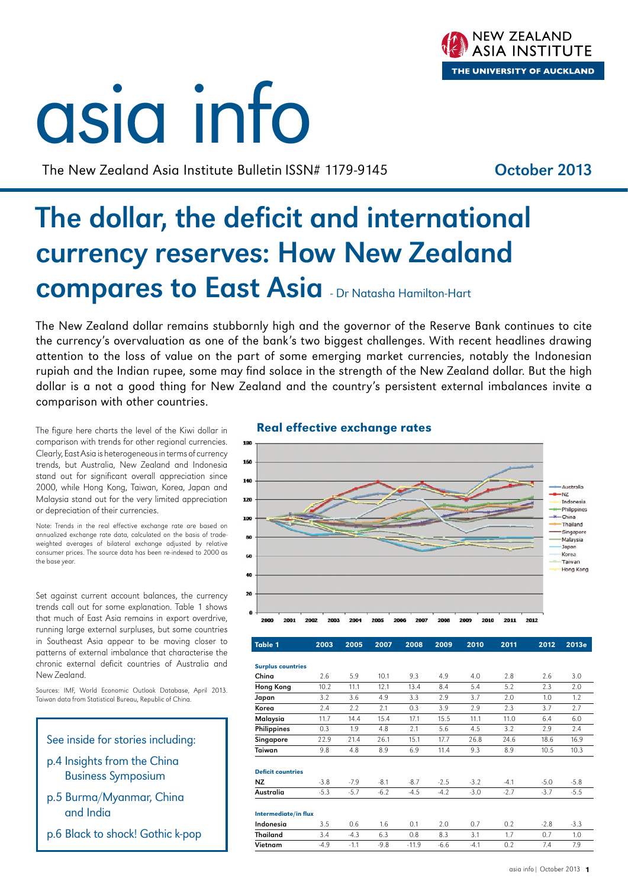# asia info

The New Zealand Asia Institute Bulletin ISSN# 1179-9145

October 2013

# The dollar, the deficit and international currency reserves: How New Zealand compares to East Asia - Dr Natasha Hamilton-Hart

The New Zealand dollar remains stubbornly high and the governor of the Reserve Bank continues to cite the currency's overvaluation as one of the bank's two biggest challenges. With recent headlines drawing attention to the loss of value on the part of some emerging market currencies, notably the Indonesian rupiah and the Indian rupee, some may find solace in the strength of the New Zealand dollar. But the high dollar is a not a good thing for New Zealand and the country's persistent external imbalances invite a comparison with other countries.

The figure here charts the level of the Kiwi dollar in comparison with trends for other regional currencies. Clearly, East Asia is heterogeneous in terms of currency trends, but Australia, New Zealand and Indonesia stand out for significant overall appreciation since 2000, while Hong Kong, Taiwan, Korea, Japan and Malaysia stand out for the very limited appreciation or depreciation of their currencies.

Note: Trends in the real effective exchange rate are based on annualized exchange rate data, calculated on the basis of trade-weighted averages of bilateral exchange adjusted by relative consumer prices. The source data has been re-indexed to 2000 as the base year.

**Real effective exchange rates**

Set against current account balances, the currency trends call out for some explanation. Table 1 shows that much of East Asia remains in export overdrive, running large external surpluses, but some countries in Southeast Asia appear to be moving closer to patterns of external imbalance that characterise the chronic external deficit countries of Australia and New Zealand.

Sources: IMF, World Economic Outlook Database, April 2013. Taiwan data from Statistical Bureau, Republic of China.

| Table 1 | 2003 | 2005 | 2007 | 2008 | 2009 | 2010 | 2011 | 2012 | 2013e |
|---|---|---|---|---|---|---|---|---|---|
| **Surplus countries** | | | | | | | | | |
| China | 2.6 | 5.9 | 10.1 | 9.3 | 4.9 | 4.0 | 2.8 | 2.6 | 3.0 |
| Hong Kong | 10.2 | 11.1 | 12.1 | 13.4 | 8.4 | 5.4 | 5.2 | 2.3 | 2.0 |
| Japan | 3.2 | 3.6 | 4.9 | 3.3 | 2.9 | 3.7 | 2.0 | 1.0 | 1.2 |
| Korea | 2.4 | 2.2 | 2.1 | 0.3 | 3.9 | 2.9 | 2.3 | 3.7 | 2.7 |
| Malaysia | 11.7 | 14.4 | 15.4 | 17.1 | 15.5 | 11.1 | 11.0 | 6.4 | 6.0 |
| Philippines | 0.3 | 1.9 | 4.8 | 2.1 | 5.6 | 4.5 | 3.2 | 2.9 | 2.4 |
| Singapore | 22.9 | 21.4 | 26.1 | 15.1 | 17.7 | 26.8 | 24.6 | 18.6 | 16.9 |
| Taiwan | 9.8 | 4.8 | 8.9 | 6.9 | 11.4 | 9.3 | 8.9 | 10.5 | 10.3 |
| **Deficit countries** | | | | | | | | | |
| NZ | -3.8 | -7.9 | -8.1 | -8.7 | -2.5 | -3.2 | -4.1 | -5.0 | -5.8 |
| Australia | -5.3 | -5.7 | -6.2 | -4.5 | -4.2 | -3.0 | -2.7 | -3.7 | -5.5 |
| **Intermediate/in flux** | | | | | | | | | |
| Indonesia | 3.5 | 0.6 | 1.6 | 0.1 | 2.0 | 0.7 | 0.2 | -2.8 | -3.3 |
| Thailand | 3.4 | -4.3 | 6.3 | 0.8 | 8.3 | 3.1 | 1.7 | 0.7 | 1.0 |
| Vietnam | -4.9 | -1.1 | -9.8 | -11.9 | -6.6 | -4.1 | 0.2 | 7.4 | 7.9 |

See inside for stories including:

- p.4 Insights from the China Business Symposium
- p.5 Burma/Myanmar, China and India
- p.6 Black to shock! Gothic k-pop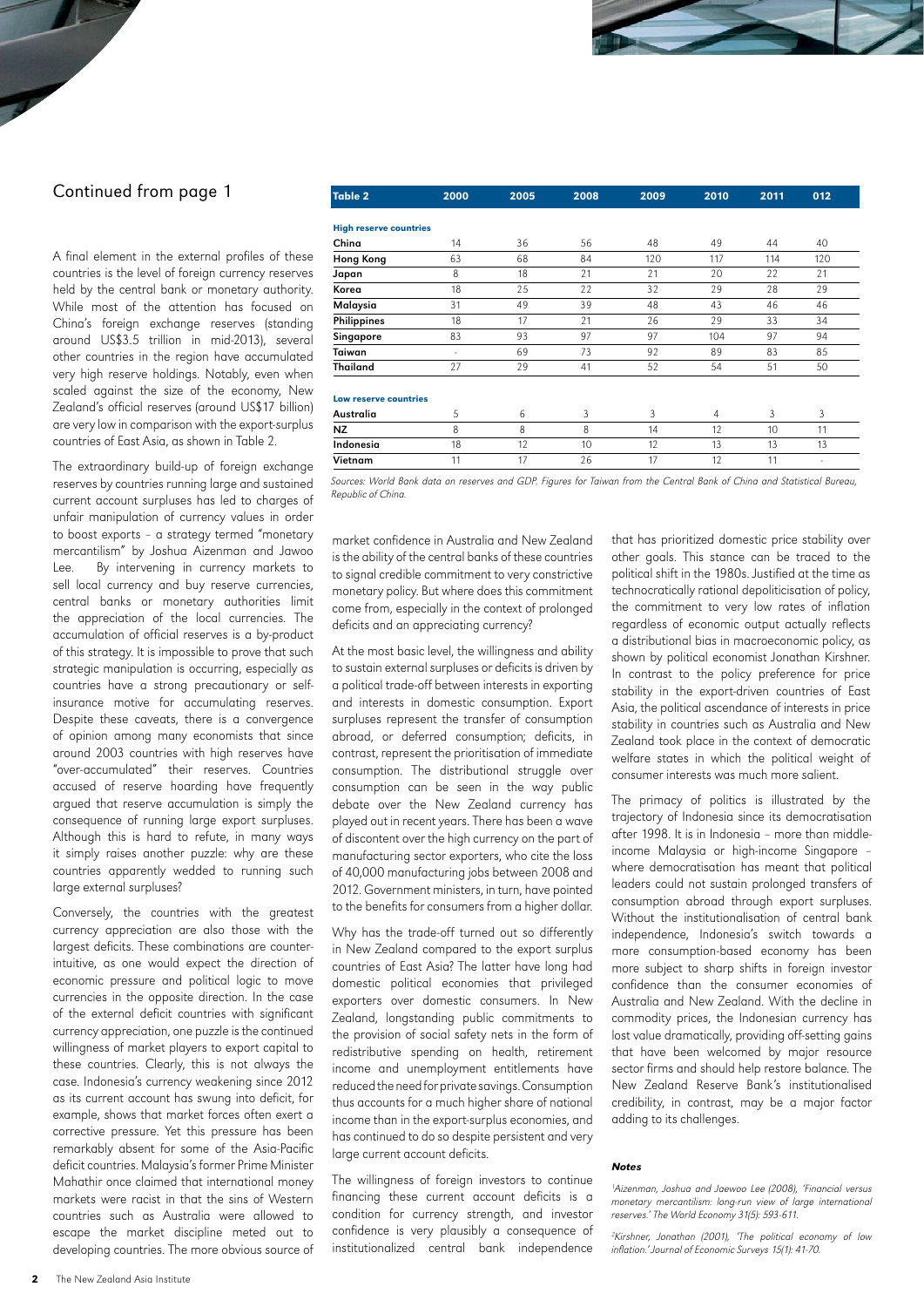## Continued from page 1

A final element in the external profiles of these countries is the level of foreign currency reserves held by the central bank or monetary authority. While most of the attention has focused on China's foreign exchange reserves (standing around US$3.5 trillion in mid-2013), several other countries in the region have accumulated very high reserve holdings. Notably, even when scaled against the size of the economy, New Zealand's official reserves (around US$17 billion) are very low in comparison with the export-surplus countries of East Asia, as shown in Table 2.

| Table 2 | 2000 | 2005 | 2008 | 2009 | 2010 | 2011 | 012 |
|---|---|---|---|---|---|---|---|
| **High reserve countries** | | | | | | | |
| China | 14 | 36 | 56 | 48 | 49 | 44 | 40 |
| Hong Kong | 63 | 68 | 84 | 120 | 117 | 114 | 120 |
| Japan | 8 | 18 | 21 | 21 | 20 | 22 | 21 |
| Korea | 18 | 25 | 22 | 32 | 29 | 28 | 29 |
| Malaysia | 31 | 49 | 39 | 48 | 43 | 46 | 46 |
| Philippines | 18 | 17 | 21 | 26 | 29 | 33 | 34 |
| Singapore | 83 | 93 | 97 | 97 | 104 | 97 | 94 |
| Taiwan | - | 69 | 73 | 92 | 89 | 83 | 85 |
| Thailand | 27 | 29 | 41 | 52 | 54 | 51 | 50 |
| **Low reserve countries** | | | | | | | |
| Australia | 5 | 6 | 3 | 3 | 4 | 3 | 3 |
| NZ | 8 | 8 | 8 | 14 | 12 | 10 | 11 |
| Indonesia | 18 | 12 | 10 | 12 | 13 | 13 | 13 |
| Vietnam | 11 | 17 | 26 | 17 | 12 | 11 | - |

*Sources: World Bank data on reserves and GDP. Figures for Taiwan from the Central Bank of China and Statistical Bureau, Republic of China.*

The extraordinary build-up of foreign exchange reserves by countries running large and sustained current account surpluses has led to charges of unfair manipulation of currency values in order to boost exports – a strategy termed "monetary mercantilism" by Joshua Aizenman and Jawoo Lee. By intervening in currency markets to sell local currency and buy reserve currencies, central banks or monetary authorities limit the appreciation of the local currencies. The accumulation of official reserves is a by-product of this strategy. It is impossible to prove that such strategic manipulation is occurring, especially as countries have a strong precautionary or self-insurance motive for accumulating reserves. Despite these caveats, there is a convergence of opinion among many economists that since around 2003 countries with high reserves have "over-accumulated" their reserves. Countries accused of reserve hoarding have frequently argued that reserve accumulation is simply the consequence of running large export surpluses. Although this is hard to refute, in many ways it simply raises another puzzle: why are these countries apparently wedded to running such large external surpluses?

Conversely, the countries with the greatest currency appreciation are also those with the largest deficits. These combinations are counter-intuitive, as one would expect the direction of economic pressure and political logic to move currencies in the opposite direction. In the case of the external deficit countries with significant currency appreciation, one puzzle is the continued willingness of market players to export capital to these countries. Clearly, this is not always the case. Indonesia's currency weakening since 2012 as its current account has swung into deficit, for example, shows that market forces often exert a corrective pressure. Yet this pressure has been remarkably absent for some of the Asia-Pacific deficit countries. Malaysia's former Prime Minister Mahathir once claimed that international money markets were racist in that the sins of Western countries such as Australia were allowed to escape the market discipline meted out to developing countries. The more obvious source of market confidence in Australia and New Zealand is the ability of the central banks of these countries to signal credible commitment to very constrictive monetary policy. But where does this commitment come from, especially in the context of prolonged deficits and an appreciating currency?

At the most basic level, the willingness and ability to sustain external surpluses or deficits is driven by a political trade-off between interests in exporting and interests in domestic consumption. Export surpluses represent the transfer of consumption abroad, or deferred consumption; deficits, in contrast, represent the prioritisation of immediate consumption. The distributional struggle over consumption can be seen in the way public debate over the New Zealand currency has played out in recent years. There has been a wave of discontent over the high currency on the part of manufacturing sector exporters, who cite the loss of 40,000 manufacturing jobs between 2008 and 2012. Government ministers, in turn, have pointed to the benefits for consumers from a higher dollar.

Why has the trade-off turned out so differently in New Zealand compared to the export surplus countries of East Asia? The latter have long had domestic political economies that privileged exporters over domestic consumers. In New Zealand, longstanding public commitments to the provision of social safety nets in the form of redistributive spending on health, retirement income and unemployment entitlements have reduced the need for private savings. Consumption thus accounts for a much higher share of national income than in the export-surplus economies, and has continued to do so despite persistent and very large current account deficits.

The willingness of foreign investors to continue financing these current account deficits is a condition for currency strength, and investor confidence is very plausibly a consequence of institutionalized central bank independence that has prioritized domestic price stability over other goals. This stance can be traced to the political shift in the 1980s. Justified at the time as technocratically rational depoliticisation of policy, the commitment to very low rates of inflation regardless of economic output actually reflects a distributional bias in macroeconomic policy, as shown by political economist Jonathan Kirshner. In contrast to the policy preference for price stability in the export-driven countries of East Asia, the political ascendance of interests in price stability in countries such as Australia and New Zealand took place in the context of democratic welfare states in which the political weight of consumer interests was much more salient.

The primacy of politics is illustrated by the trajectory of Indonesia since its democratisation after 1998. It is in Indonesia – more than middle-income Malaysia or high-income Singapore – where democratisation has meant that political leaders could not sustain prolonged transfers of consumption abroad through export surpluses. Without the institutionalisation of central bank independence, Indonesia's switch towards a more consumption-based economy has been more subject to sharp shifts in foreign investor confidence than the consumer economies of Australia and New Zealand. With the decline in commodity prices, the Indonesian currency has lost value dramatically, providing off-setting gains that have been welcomed by major resource sector firms and should help restore balance. The New Zealand Reserve Bank's institutionalised credibility, in contrast, may be a major factor adding to its challenges.

#### Notes

[1]*Aizenman, Joshua and Jaewoo Lee (2008), 'Financial versus monetary mercantilism: long-run view of large international reserves.' The World Economy 31(5): 593-611.*

[2]*Kirshner, Jonathan (2001), 'The political economy of low inflation.' Journal of Economic Surveys 15(1): 41-70.*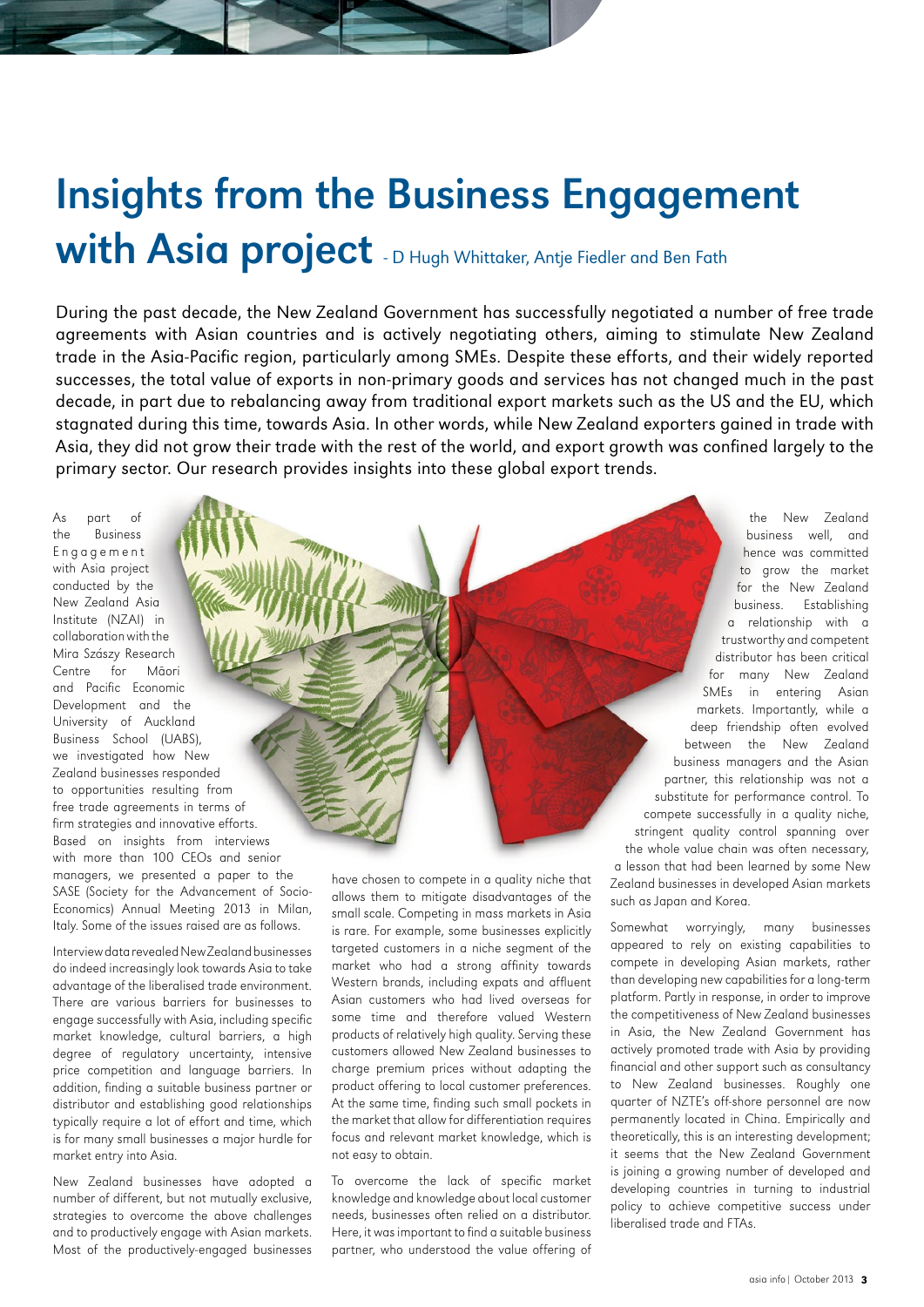# Insights from the Business Engagement with Asia project

- D Hugh Whittaker, Antje Fiedler and Ben Fath

During the past decade, the New Zealand Government has successfully negotiated a number of free trade agreements with Asian countries and is actively negotiating others, aiming to stimulate New Zealand trade in the Asia-Pacific region, particularly among SMEs. Despite these efforts, and their widely reported successes, the total value of exports in non-primary goods and services has not changed much in the past decade, in part due to rebalancing away from traditional export markets such as the US and the EU, which stagnated during this time, towards Asia. In other words, while New Zealand exporters gained in trade with Asia, they did not grow their trade with the rest of the world, and export growth was confined largely to the primary sector. Our research provides insights into these global export trends.

As part of the Business Engagement with Asia project conducted by the New Zealand Asia Institute (NZAI) in collaboration with the Mira Szászy Research Centre for Māori and Pacific Economic Development and the University of Auckland Business School (UABS), we investigated how New Zealand businesses responded to opportunities resulting from free trade agreements in terms of firm strategies and innovative efforts. Based on insights from interviews with more than 100 CEOs and senior managers, we presented a paper to the SASE (Society for the Advancement of Socio-Economics) Annual Meeting 2013 in Milan, Italy. Some of the issues raised are as follows.

Interview data revealed New Zealand businesses do indeed increasingly look towards Asia to take advantage of the liberalised trade environment. There are various barriers for businesses to engage successfully with Asia, including specific market knowledge, cultural barriers, a high degree of regulatory uncertainty, intensive price competition and language barriers. In addition, finding a suitable business partner or distributor and establishing good relationships typically require a lot of effort and time, which is for many small businesses a major hurdle for market entry into Asia.

New Zealand businesses have adopted a number of different, but not mutually exclusive, strategies to overcome the above challenges and to productively engage with Asian markets. Most of the productively-engaged businesses have chosen to compete in a quality niche that allows them to mitigate disadvantages of the small scale. Competing in mass markets in Asia is rare. For example, some businesses explicitly targeted customers in a niche segment of the market who had a strong affinity towards Western brands, including expats and affluent Asian customers who had lived overseas for some time and therefore valued Western products of relatively high quality. Serving these customers allowed New Zealand businesses to charge premium prices without adapting the product offering to local customer preferences. At the same time, finding such small pockets in the market that allow for differentiation requires focus and relevant market knowledge, which is not easy to obtain.

To overcome the lack of specific market knowledge and knowledge about local customer needs, businesses often relied on a distributor. Here, it was important to find a suitable business partner, who understood the value offering of the New Zealand business well, and hence was committed to grow the market for the New Zealand business. Establishing a relationship with a trustworthy and competent distributor has been critical for many New Zealand SMEs in entering Asian markets. Importantly, while a deep friendship often evolved between the New Zealand business managers and the Asian partner, this relationship was not a substitute for performance control. To compete successfully in a quality niche, stringent quality control spanning over the whole value chain was often necessary, a lesson that had been learned by some New Zealand businesses in developed Asian markets such as Japan and Korea.

Somewhat worryingly, many businesses appeared to rely on existing capabilities to compete in developing Asian markets, rather than developing new capabilities for a long-term platform. Partly in response, in order to improve the competitiveness of New Zealand businesses in Asia, the New Zealand Government has actively promoted trade with Asia by providing financial and other support such as consultancy to New Zealand businesses. Roughly one quarter of NZTE's off-shore personnel are now permanently located in China. Empirically and theoretically, this is an interesting development; it seems that the New Zealand Government is joining a growing number of developed and developing countries in turning to industrial policy to achieve competitive success under liberalised trade and FTAs.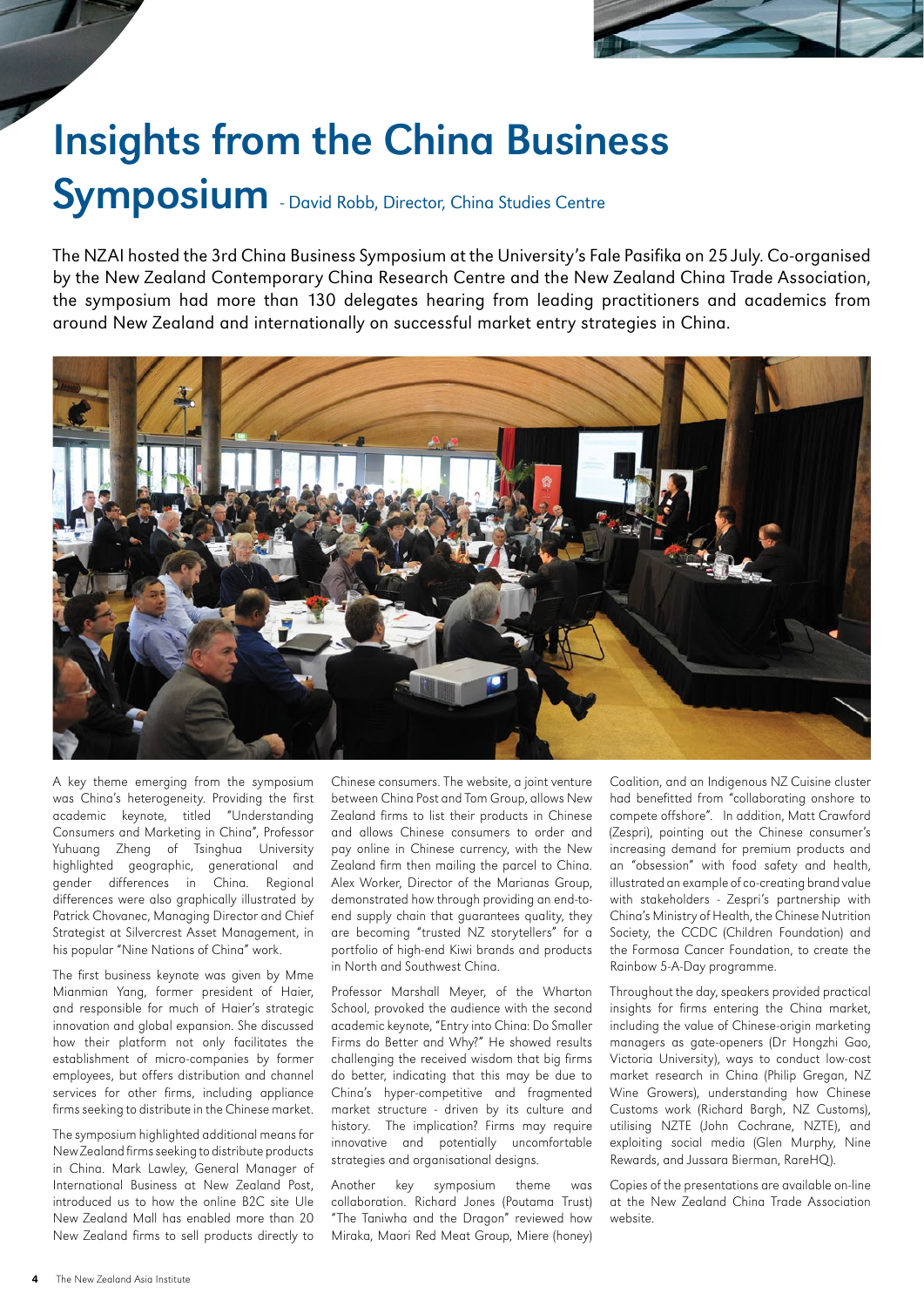# Insights from the China Business Symposium

- David Robb, Director, China Studies Centre

The NZAI hosted the 3rd China Business Symposium at the University's Fale Pasifika on 25 July. Co-organised by the New Zealand Contemporary China Research Centre and the New Zealand China Trade Association, the symposium had more than 130 delegates hearing from leading practitioners and academics from around New Zealand and internationally on successful market entry strategies in China.

A key theme emerging from the symposium was China's heterogeneity. Providing the first academic keynote, titled "Understanding Consumers and Marketing in China", Professor Yuhuang Zheng of Tsinghua University highlighted geographic, generational and gender differences in China. Regional differences were also graphically illustrated by Patrick Chovanec, Managing Director and Chief Strategist at Silvercrest Asset Management, in his popular "Nine Nations of China" work.

The first business keynote was given by Mme Mianmian Yang, former president of Haier, and responsible for much of Haier's strategic innovation and global expansion. She discussed how their platform not only facilitates the establishment of micro-companies by former employees, but offers distribution and channel services for other firms, including appliance firms seeking to distribute in the Chinese market.

The symposium highlighted additional means for New Zealand firms seeking to distribute products in China. Mark Lawley, General Manager of International Business at New Zealand Post, introduced us to how the online B2C site Ule New Zealand Mall has enabled more than 20 New Zealand firms to sell products directly to Chinese consumers. The website, a joint venture between China Post and Tom Group, allows New Zealand firms to list their products in Chinese and allows Chinese consumers to order and pay online in Chinese currency, with the New Zealand firm then mailing the parcel to China. Alex Worker, Director of the Marianas Group, demonstrated how through providing an end-to-end supply chain that guarantees quality, they are becoming "trusted NZ storytellers" for a portfolio of high-end Kiwi brands and products in North and Southwest China.

Professor Marshall Meyer, of the Wharton School, provoked the audience with the second academic keynote, "Entry into China: Do Smaller Firms do Better and Why?" He showed results challenging the received wisdom that big firms do better, indicating that this may be due to China's hyper-competitive and fragmented market structure - driven by its culture and history. The implication? Firms may require innovative and potentially uncomfortable strategies and organisational designs.

Another key symposium theme was collaboration. Richard Jones (Poutama Trust) "The Taniwha and the Dragon" reviewed how Miraka, Maori Red Meat Group, Miere (honey) Coalition, and an Indigenous NZ Cuisine cluster had benefitted from "collaborating onshore to compete offshore". In addition, Matt Crawford (Zespri), pointing out the Chinese consumer's increasing demand for premium products and an "obsession" with food safety and health, illustrated an example of co-creating brand value with stakeholders - Zespri's partnership with China's Ministry of Health, the Chinese Nutrition Society, the CCDC (Children Foundation) and the Formosa Cancer Foundation, to create the Rainbow 5-A-Day programme.

Throughout the day, speakers provided practical insights for firms entering the China market, including the value of Chinese-origin marketing managers as gate-openers (Dr Hongzhi Gao, Victoria University), ways to conduct low-cost market research in China (Philip Gregan, NZ Wine Growers), understanding how Chinese Customs work (Richard Bargh, NZ Customs), utilising NZTE (John Cochrane, NZTE), and exploiting social media (Glen Murphy, Nine Rewards, and Jussara Bierman, RareHQ).

Copies of the presentations are available on-line at the New Zealand China Trade Association website.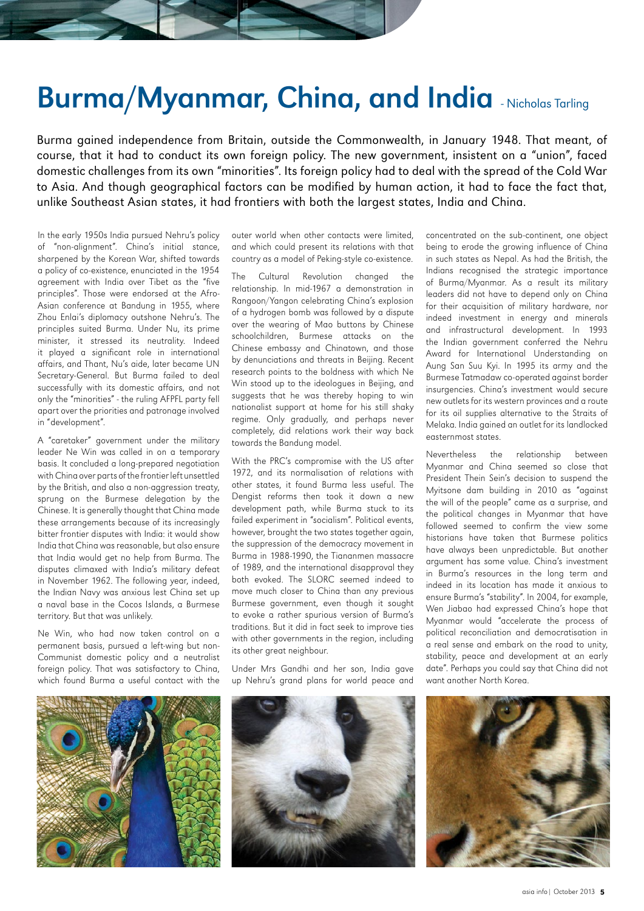# Burma/Myanmar, China, and India - Nicholas Tarling

Burma gained independence from Britain, outside the Commonwealth, in January 1948. That meant, of course, that it had to conduct its own foreign policy. The new government, insistent on a "union", faced domestic challenges from its own "minorities". Its foreign policy had to deal with the spread of the Cold War to Asia. And though geographical factors can be modified by human action, it had to face the fact that, unlike Southeast Asian states, it had frontiers with both the largest states, India and China.

In the early 1950s India pursued Nehru's policy of "non-alignment". China's initial stance, sharpened by the Korean War, shifted towards a policy of co-existence, enunciated in the 1954 agreement with India over Tibet as the "five principles". Those were endorsed at the Afro-Asian conference at Bandung in 1955, where Zhou Enlai's diplomacy outshone Nehru's. The principles suited Burma. Under Nu, its prime minister, it stressed its neutrality. Indeed it played a significant role in international affairs, and Thant, Nu's aide, later became UN Secretary-General. But Burma failed to deal successfully with its domestic affairs, and not only the "minorities" - the ruling AFPFL party fell apart over the priorities and patronage involved in "development".

A "caretaker" government under the military leader Ne Win was called in on a temporary basis. It concluded a long-prepared negotiation with China over parts of the frontier left unsettled by the British, and also a non-aggression treaty, sprung on the Burmese delegation by the Chinese. It is generally thought that China made these arrangements because of its increasingly bitter frontier disputes with India: it would show India that China was reasonable, but also ensure that India would get no help from Burma. The disputes climaxed with India's military defeat in November 1962. The following year, indeed, the Indian Navy was anxious lest China set up a naval base in the Cocos Islands, a Burmese territory. But that was unlikely.

Ne Win, who had now taken control on a permanent basis, pursued a left-wing but non-Communist domestic policy and a neutralist foreign policy. That was satisfactory to China, which found Burma a useful contact with the outer world when other contacts were limited, and which could present its relations with that country as a model of Peking-style co-existence.

The Cultural Revolution changed the relationship. In mid-1967 a demonstration in Rangoon/Yangon celebrating China's explosion of a hydrogen bomb was followed by a dispute over the wearing of Mao buttons by Chinese schoolchildren, Burmese attacks on the Chinese embassy and Chinatown, and those by denunciations and threats in Beijing. Recent research points to the boldness with which Ne Win stood up to the ideologues in Beijing, and suggests that he was thereby hoping to win nationalist support at home for his still shaky regime. Only gradually, and perhaps never completely, did relations work their way back towards the Bandung model.

With the PRC's compromise with the US after 1972, and its normalisation of relations with other states, it found Burma less useful. The Dengist reforms then took it down a new development path, while Burma stuck to its failed experiment in "socialism". Political events, however, brought the two states together again, the suppression of the democracy movement in Burma in 1988-1990, the Tiananmen massacre of 1989, and the international disapproval they both evoked. The SLORC seemed indeed to move much closer to China than any previous Burmese government, even though it sought to evoke a rather spurious version of Burma's traditions. But it did in fact seek to improve ties with other governments in the region, including its other great neighbour.

Under Mrs Gandhi and her son, India gave up Nehru's grand plans for world peace and concentrated on the sub-continent, one object being to erode the growing influence of China in such states as Nepal. As had the British, the Indians recognised the strategic importance of Burma/Myanmar. As a result its military leaders did not have to depend only on China for their acquisition of military hardware, nor indeed investment in energy and minerals and infrastructural development. In 1993 the Indian government conferred the Nehru Award for International Understanding on Aung San Suu Kyi. In 1995 its army and the Burmese Tatmadaw co-operated against border insurgencies. China's investment would secure new outlets for its western provinces and a route for its oil supplies alternative to the Straits of Melaka. India gained an outlet for its landlocked easternmost states.

Nevertheless the relationship between Myanmar and China seemed so close that President Thein Sein's decision to suspend the Myitsone dam building in 2010 as "against the will of the people" came as a surprise, and the political changes in Myanmar that have followed seemed to confirm the view some historians have taken that Burmese politics have always been unpredictable. But another argument has some value. China's investment in Burma's resources in the long term and indeed in its location has made it anxious to ensure Burma's "stability". In 2004, for example, Wen Jiabao had expressed China's hope that Myanmar would "accelerate the process of political reconciliation and democratisation in a real sense and embark on the road to unity, stability, peace and development at an early date". Perhaps you could say that China did not want another North Korea.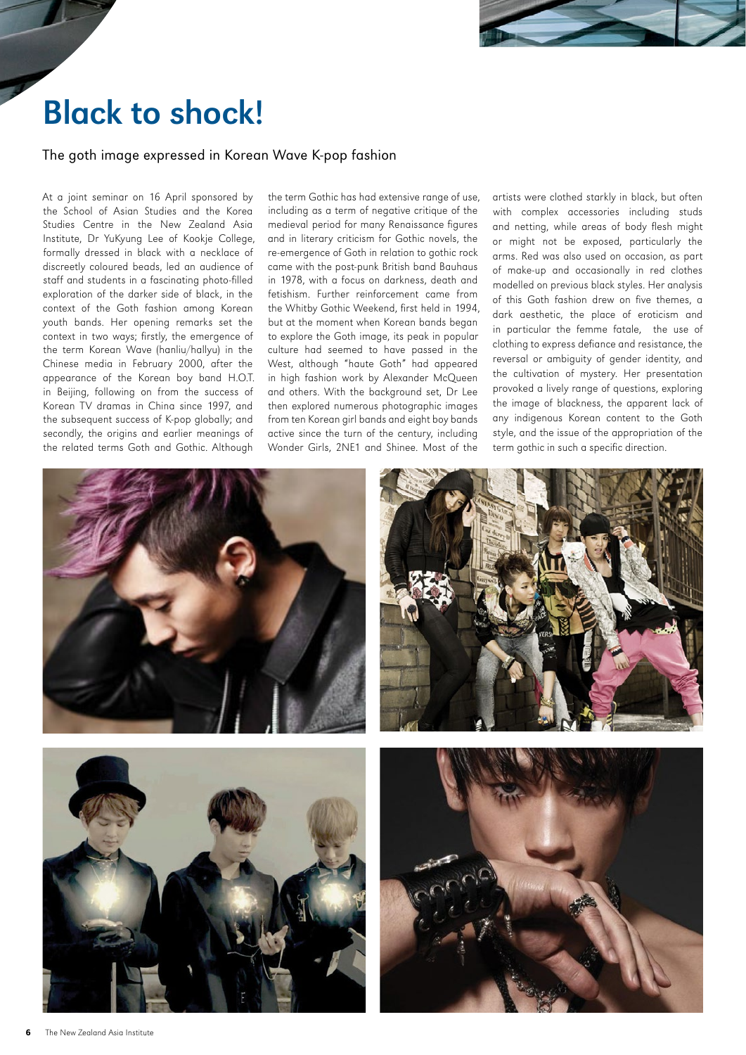# Black to shock!

## The goth image expressed in Korean Wave K-pop fashion

At a joint seminar on 16 April sponsored by the School of Asian Studies and the Korea Studies Centre in the New Zealand Asia Institute, Dr YuKyung Lee of Kookje College, formally dressed in black with a necklace of discreetly coloured beads, led an audience of staff and students in a fascinating photo-filled exploration of the darker side of black, in the context of the Goth fashion among Korean youth bands. Her opening remarks set the context in two ways; firstly, the emergence of the term Korean Wave (hanliu/hallyu) in the Chinese media in February 2000, after the appearance of the Korean boy band H.O.T. in Beijing, following on from the success of Korean TV dramas in China since 1997, and the subsequent success of K-pop globally; and secondly, the origins and earlier meanings of the related terms Goth and Gothic. Although the term Gothic has had extensive range of use, including as a term of negative critique of the medieval period for many Renaissance figures and in literary criticism for Gothic novels, the re-emergence of Goth in relation to gothic rock came with the post-punk British band Bauhaus in 1978, with a focus on darkness, death and fetishism. Further reinforcement came from the Whitby Gothic Weekend, first held in 1994, but at the moment when Korean bands began to explore the Goth image, its peak in popular culture had seemed to have passed in the West, although "haute Goth" had appeared in high fashion work by Alexander McQueen and others. With the background set, Dr Lee then explored numerous photographic images from ten Korean girl bands and eight boy bands active since the turn of the century, including Wonder Girls, 2NE1 and Shinee. Most of the artists were clothed starkly in black, but often with complex accessories including studs and netting, while areas of body flesh might or might not be exposed, particularly the arms. Red was also used on occasion, as part of make-up and occasionally in red clothes modelled on previous black styles. Her analysis of this Goth fashion drew on five themes, a dark aesthetic, the place of eroticism and in particular the femme fatale, the use of clothing to express defiance and resistance, the reversal or ambiguity of gender identity, and the cultivation of mystery. Her presentation provoked a lively range of questions, exploring the image of blackness, the apparent lack of any indigenous Korean content to the Goth style, and the issue of the appropriation of the term gothic in such a specific direction.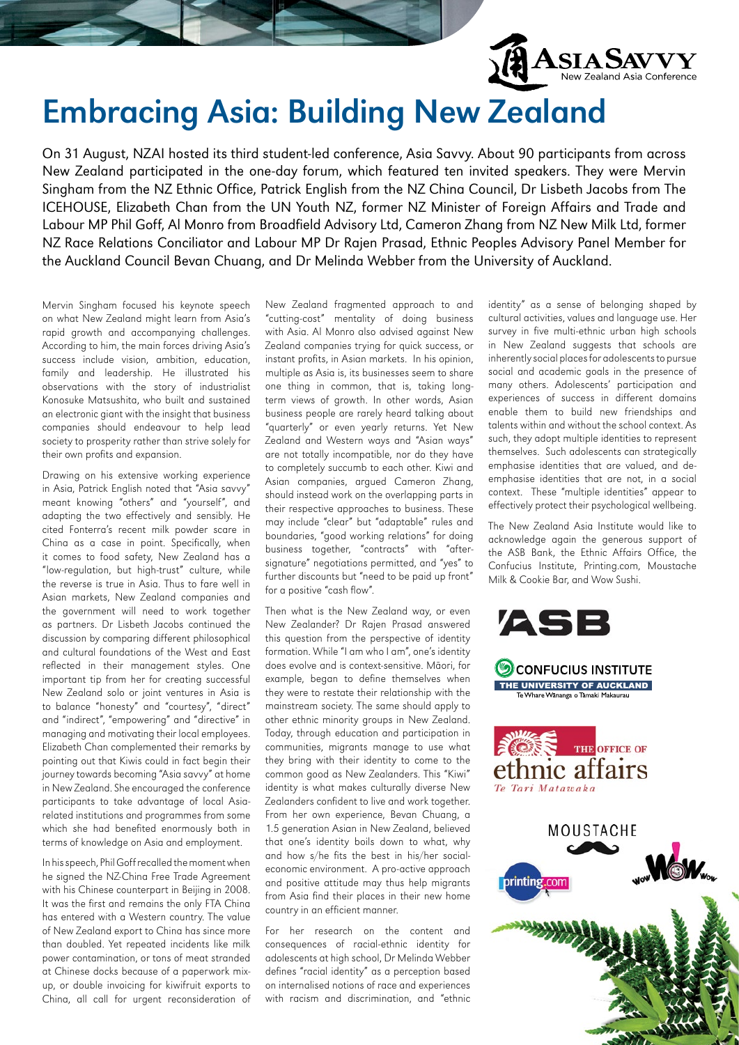# Embracing Asia: Building New Zealand

On 31 August, NZAI hosted its third student-led conference, Asia Savvy. About 90 participants from across New Zealand participated in the one-day forum, which featured ten invited speakers. They were Mervin Singham from the NZ Ethnic Office, Patrick English from the NZ China Council, Dr Lisbeth Jacobs from The ICEHOUSE, Elizabeth Chan from the UN Youth NZ, former NZ Minister of Foreign Affairs and Trade and Labour MP Phil Goff, Al Monro from Broadfield Advisory Ltd, Cameron Zhang from NZ New Milk Ltd, former NZ Race Relations Conciliator and Labour MP Dr Rajen Prasad, Ethnic Peoples Advisory Panel Member for the Auckland Council Bevan Chuang, and Dr Melinda Webber from the University of Auckland.

Mervin Singham focused his keynote speech on what New Zealand might learn from Asia's rapid growth and accompanying challenges. According to him, the main forces driving Asia's success include vision, ambition, education, family and leadership. He illustrated his observations with the story of industrialist Konosuke Matsushita, who built and sustained an electronic giant with the insight that business companies should endeavour to help lead society to prosperity rather than strive solely for their own profits and expansion.

Drawing on his extensive working experience in Asia, Patrick English noted that "Asia savvy" meant knowing "others" and "yourself", and adapting the two effectively and sensibly. He cited Fonterra's recent milk powder scare in China as a case in point. Specifically, when it comes to food safety, New Zealand has a "low-regulation, but high-trust" culture, while the reverse is true in Asia. Thus to fare well in Asian markets, New Zealand companies and the government will need to work together as partners. Dr Lisbeth Jacobs continued the discussion by comparing different philosophical and cultural foundations of the West and East reflected in their management styles. One important tip from her for creating successful New Zealand solo or joint ventures in Asia is to balance "honesty" and "courtesy", "direct" and "indirect", "empowering" and "directive" in managing and motivating their local employees. Elizabeth Chan complemented their remarks by pointing out that Kiwis could in fact begin their journey towards becoming "Asia savvy" at home in New Zealand. She encouraged the conference participants to take advantage of local Asia-related institutions and programmes from some which she had benefited enormously both in terms of knowledge on Asia and employment.

In his speech, Phil Goff recalled the moment when he signed the NZ-China Free Trade Agreement with his Chinese counterpart in Beijing in 2008. It was the first and remains the only FTA China has entered with a Western country. The value of New Zealand export to China has since more than doubled. Yet repeated incidents like milk power contamination, or tons of meat stranded at Chinese docks because of a paperwork mix-up, or double invoicing for kiwifruit exports to China, all call for urgent reconsideration of New Zealand fragmented approach to and "cutting-cost" mentality of doing business with Asia. Al Monro also advised against New Zealand companies trying for quick success, or instant profits, in Asian markets. In his opinion, multiple as Asia is, its businesses seem to share one thing in common, that is, taking long-term views of growth. In other words, Asian business people are rarely heard talking about "quarterly" or even yearly returns. Yet New Zealand and Western ways and "Asian ways" are not totally incompatible, nor do they have to completely succumb to each other. Kiwi and Asian companies, argued Cameron Zhang, should instead work on the overlapping parts in their respective approaches to business. These may include "clear" but "adaptable" rules and boundaries, "good working relations" for doing business together, "contracts" with "after-signature" negotiations permitted, and "yes" to further discounts but "need to be paid up front" for a positive "cash flow".

Then what is the New Zealand way, or even New Zealander? Dr Rajen Prasad answered this question from the perspective of identity formation. While "I am who I am", one's identity does evolve and is context-sensitive. Māori, for example, began to define themselves when they were to restate their relationship with the mainstream society. The same should apply to other ethnic minority groups in New Zealand. Today, through education and participation in communities, migrants manage to use what they bring with their identity to come to the common good as New Zealanders. This "Kiwi" identity is what makes culturally diverse New Zealanders confident to live and work together. From her own experience, Bevan Chuang, a 1.5 generation Asian in New Zealand, believed that one's identity boils down to what, why and how s/he fits the best in his/her social-economic environment. A pro-active approach and positive attitude may thus help migrants from Asia find their places in their new home country in an efficient manner.

For her research on the content and consequences of racial-ethnic identity for adolescents at high school, Dr Melinda Webber defines "racial identity" as a perception based on internalised notions of race and experiences with racism and discrimination, and "ethnic identity" as a sense of belonging shaped by cultural activities, values and language use. Her survey in five multi-ethnic urban high schools in New Zealand suggests that schools are inherently social places for adolescents to pursue social and academic goals in the presence of many others. Adolescents' participation and experiences of success in different domains enable them to build new friendships and talents within and without the school context. As such, they adopt multiple identities to represent themselves. Such adolescents can strategically emphasise identities that are valued, and de-emphasise identities that are not, in a social context. These "multiple identities" appear to effectively protect their psychological wellbeing.

The New Zealand Asia Institute would like to acknowledge again the generous support of the ASB Bank, the Ethnic Affairs Office, the Confucius Institute, Printing.com, Moustache Milk & Cookie Bar, and Wow Sushi.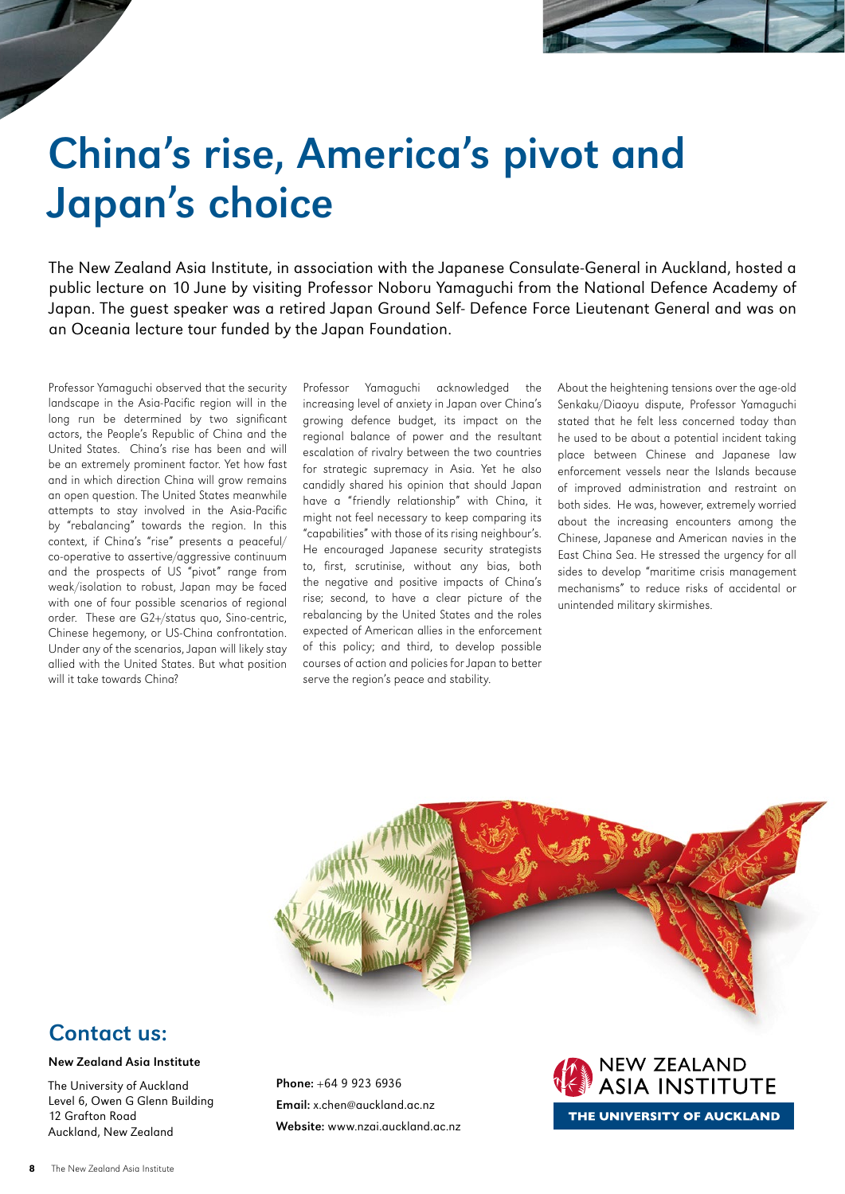# China's rise, America's pivot and Japan's choice

The New Zealand Asia Institute, in association with the Japanese Consulate-General in Auckland, hosted a public lecture on 10 June by visiting Professor Noboru Yamaguchi from the National Defence Academy of Japan. The guest speaker was a retired Japan Ground Self- Defence Force Lieutenant General and was on an Oceania lecture tour funded by the Japan Foundation.

Professor Yamaguchi observed that the security landscape in the Asia-Pacific region will in the long run be determined by two significant actors, the People's Republic of China and the United States. China's rise has been and will be an extremely prominent factor. Yet how fast and in which direction China will grow remains an open question. The United States meanwhile attempts to stay involved in the Asia-Pacific by "rebalancing" towards the region. In this context, if China's "rise" presents a peaceful/co-operative to assertive/aggressive continuum and the prospects of US "pivot" range from weak/isolation to robust, Japan may be faced with one of four possible scenarios of regional order. These are G2+/status quo, Sino-centric, Chinese hegemony, or US-China confrontation. Under any of the scenarios, Japan will likely stay allied with the United States. But what position will it take towards China?

Professor Yamaguchi acknowledged the increasing level of anxiety in Japan over China's growing defence budget, its impact on the regional balance of power and the resultant escalation of rivalry between the two countries for strategic supremacy in Asia. Yet he also candidly shared his opinion that should Japan have a "friendly relationship" with China, it might not feel necessary to keep comparing its "capabilities" with those of its rising neighbour's. He encouraged Japanese security strategists to, first, scrutinise, without any bias, both the negative and positive impacts of China's rise; second, to have a clear picture of the rebalancing by the United States and the roles expected of American allies in the enforcement of this policy; and third, to develop possible courses of action and policies for Japan to better serve the region's peace and stability.

About the heightening tensions over the age-old Senkaku/Diaoyu dispute, Professor Yamaguchi stated that he felt less concerned today than he used to be about a potential incident taking place between Chinese and Japanese law enforcement vessels near the Islands because of improved administration and restraint on both sides. He was, however, extremely worried about the increasing encounters among the Chinese, Japanese and American navies in the East China Sea. He stressed the urgency for all sides to develop "maritime crisis management mechanisms" to reduce risks of accidental or unintended military skirmishes.

## Contact us:

**New Zealand Asia Institute**

The University of Auckland
Level 6, Owen G Glenn Building
12 Grafton Road
Auckland, New Zealand

**Phone:** +64 9 923 6936
**Email:** x.chen@auckland.ac.nz
**Website:** www.nzai.auckland.ac.nz

NEW ZEALAND ASIA INSTITUTE
THE UNIVERSITY OF AUCKLAND